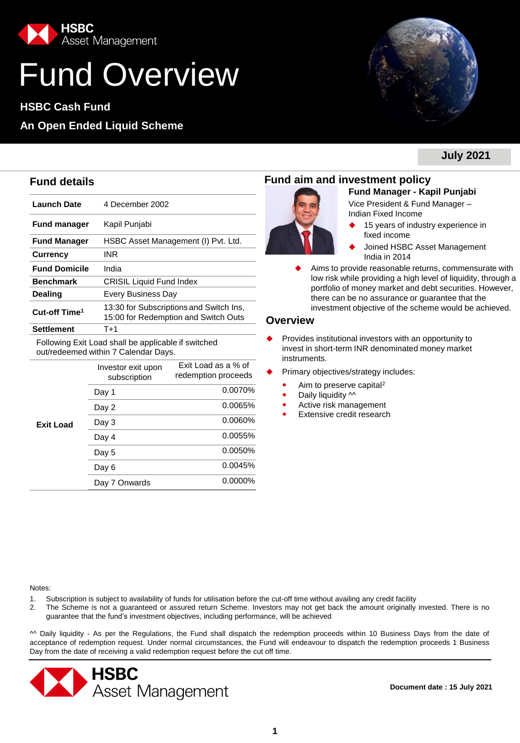# Fund Overview

**HSBC Cash Fund**

**An Open Ended Liquid Scheme**

**July 2021**

## Fund details

| | |
|---|---|
| **Launch Date** | 4 December 2002 |
| **Fund manager** | Kapil Punjabi |
| **Fund Manager** | HSBC Asset Management (I) Pvt. Ltd. |
| **Currency** | INR |
| **Fund Domicile** | India |
| **Benchmark** | CRISIL Liquid Fund Index |
| **Dealing** | Every Business Day |
| **Cut-off Time**[1] | 13:30 for Subscriptions and Switch Ins, 15:00 for Redemption and Switch Outs |
| **Settlement** | T+1 |

Following Exit Load shall be applicable if switched out/redeemed within 7 Calendar Days.

| | Investor exit upon subscription | Exit Load as a % of redemption proceeds |
|---|---|---|
| **Exit Load** | Day 1 | 0.0070% |
| | Day 2 | 0.0065% |
| | Day 3 | 0.0060% |
| | Day 4 | 0.0055% |
| | Day 5 | 0.0050% |
| | Day 6 | 0.0045% |
| | Day 7 Onwards | 0.0000% |

## Fund aim and investment policy

**Fund Manager - Kapil Punjabi**

Vice President & Fund Manager – Indian Fixed Income

- 15 years of industry experience in fixed income
- Joined HSBC Asset Management India in 2014

- Aims to provide reasonable returns, commensurate with low risk while providing a high level of liquidity, through a portfolio of money market and debt securities. However, there can be no assurance or guarantee that the investment objective of the scheme would be achieved.

## Overview

- Provides institutional investors with an opportunity to invest in short-term INR denominated money market instruments.
- Primary objectives/strategy includes:
  - Aim to preserve capital[2]
  - Daily liquidity ^^
  - Active risk management
  - Extensive credit research

Notes:

1. Subscription is subject to availability of funds for utilisation before the cut-off time without availing any credit facility
2. The Scheme is not a guaranteed or assured return Scheme. Investors may not get back the amount originally invested. There is no guarantee that the fund's investment objectives, including performance, will be achieved

^^ Daily liquidity - As per the Regulations, the Fund shall dispatch the redemption proceeds within 10 Business Days from the date of acceptance of redemption request. Under normal circumstances, the Fund will endeavour to dispatch the redemption proceeds 1 Business Day from the date of receiving a valid redemption request before the cut off time.

**Document date : 15 July 2021**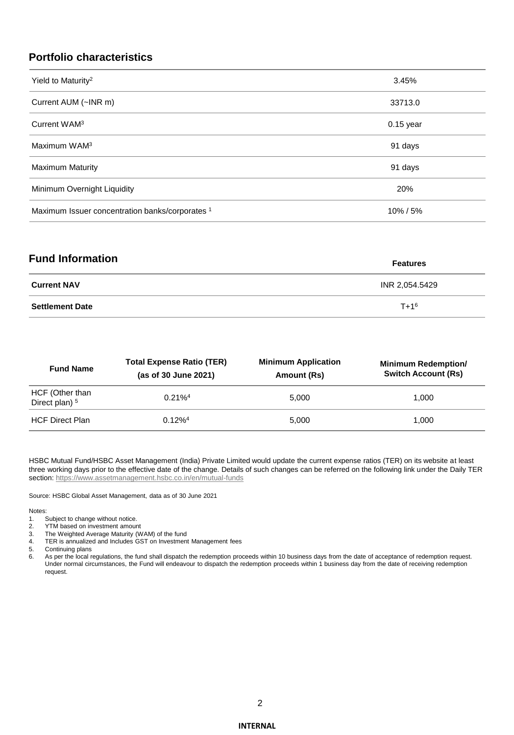## Portfolio characteristics

| | |
|---|---|
| Yield to Maturity[2] | 3.45% |
| Current AUM (~INR m) | 33713.0 |
| Current WAM[3] | 0.15 year |
| Maximum WAM[3] | 91 days |
| Maximum Maturity | 91 days |
| Minimum Overnight Liquidity | 20% |
| Maximum Issuer concentration banks/corporates [1] | 10% / 5% |

## Fund Information

| | Features |
|---|---|
| **Current NAV** | INR 2,054.5429 |
| **Settlement Date** | T+1[6] |

| Fund Name | Total Expense Ratio (TER) (as of 30 June 2021) | Minimum Application Amount (Rs) | Minimum Redemption/ Switch Account (Rs) |
|---|---|---|---|
| HCF (Other than Direct plan) [5] | 0.21%[4] | 5,000 | 1,000 |
| HCF Direct Plan | 0.12%[4] | 5,000 | 1,000 |

HSBC Mutual Fund/HSBC Asset Management (India) Private Limited would update the current expense ratios (TER) on its website at least three working days prior to the effective date of the change. Details of such changes can be referred on the following link under the Daily TER section: https://www.assetmanagement.hsbc.co.in/en/mutual-funds

Source: HSBC Global Asset Management, data as of 30 June 2021

Notes:

1. Subject to change without notice.
2. YTM based on investment amount
3. The Weighted Average Maturity (WAM) of the fund
4. TER is annualized and Includes GST on Investment Management fees
5. Continuing plans
6. As per the local regulations, the fund shall dispatch the redemption proceeds within 10 business days from the date of acceptance of redemption request. Under normal circumstances, the Fund will endeavour to dispatch the redemption proceeds within 1 business day from the date of receiving redemption request.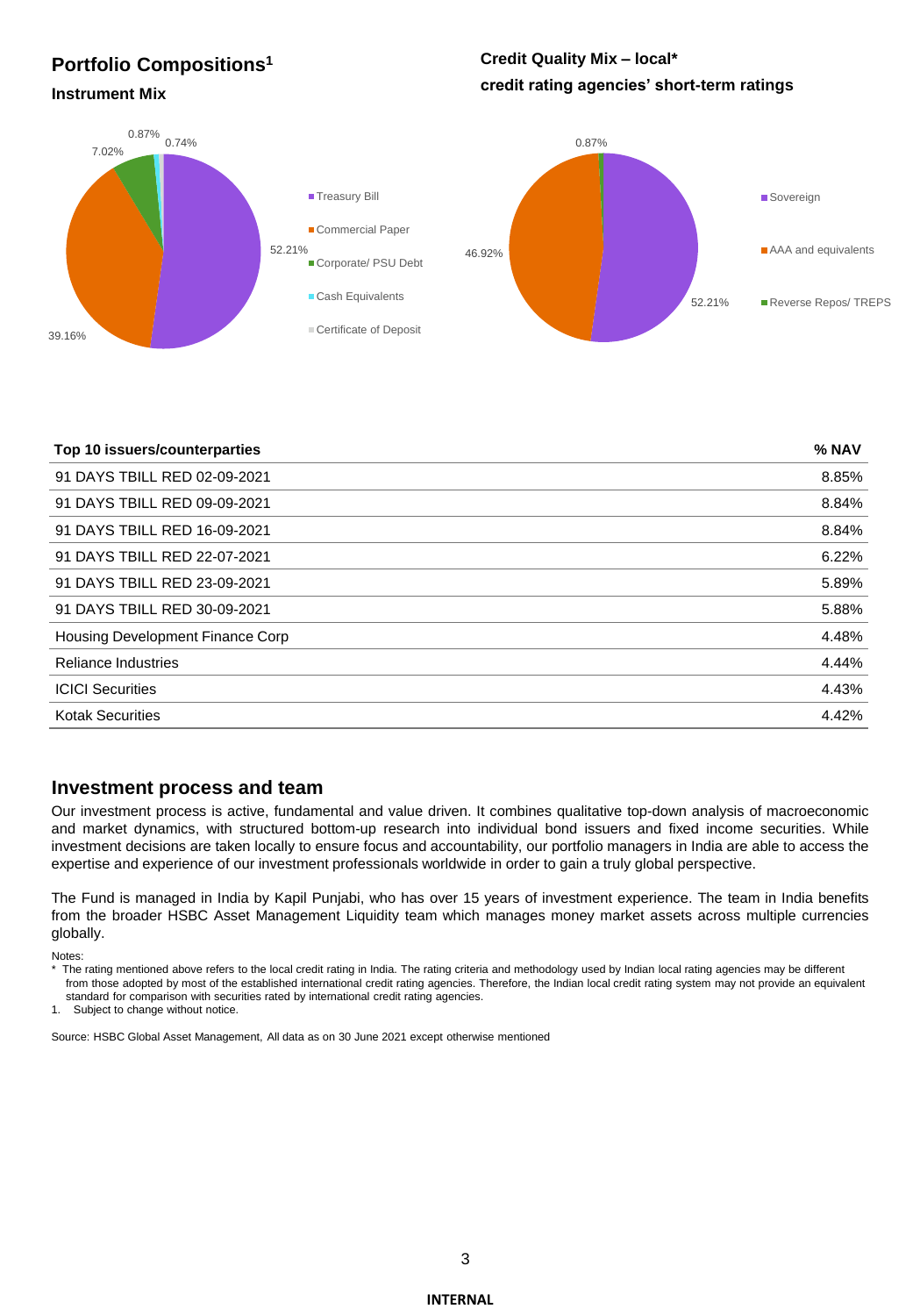## Portfolio Compositions[1]

### Instrument Mix

| Instrument | % |
|---|---|
| Treasury Bill | 52.21% |
| Commercial Paper | 39.16% |
| Corporate/ PSU Debt | 7.02% |
| Cash Equivalents | 0.87% |
| Certificate of Deposit | 0.74% |

### Credit Quality Mix – local*
### credit rating agencies' short-term ratings

| Rating | % |
|---|---|
| Sovereign | 52.21% |
| AAA and equivalents | 46.92% |
| Reverse Repos/ TREPS | 0.87% |

| Top 10 issuers/counterparties | % NAV |
|---|---|
| 91 DAYS TBILL RED 02-09-2021 | 8.85% |
| 91 DAYS TBILL RED 09-09-2021 | 8.84% |
| 91 DAYS TBILL RED 16-09-2021 | 8.84% |
| 91 DAYS TBILL RED 22-07-2021 | 6.22% |
| 91 DAYS TBILL RED 23-09-2021 | 5.89% |
| 91 DAYS TBILL RED 30-09-2021 | 5.88% |
| Housing Development Finance Corp | 4.48% |
| Reliance Industries | 4.44% |
| ICICI Securities | 4.43% |
| Kotak Securities | 4.42% |

## Investment process and team

Our investment process is active, fundamental and value driven. It combines qualitative top-down analysis of macroeconomic and market dynamics, with structured bottom-up research into individual bond issuers and fixed income securities. While investment decisions are taken locally to ensure focus and accountability, our portfolio managers in India are able to access the expertise and experience of our investment professionals worldwide in order to gain a truly global perspective.

The Fund is managed in India by Kapil Punjabi, who has over 15 years of investment experience. The team in India benefits from the broader HSBC Asset Management Liquidity team which manages money market assets across multiple currencies globally.

Notes:

* The rating mentioned above refers to the local credit rating in India. The rating criteria and methodology used by Indian local rating agencies may be different from those adopted by most of the established international credit rating agencies. Therefore, the Indian local credit rating system may not provide an equivalent standard for comparison with securities rated by international credit rating agencies.

1. Subject to change without notice.

Source: HSBC Global Asset Management, All data as on 30 June 2021 except otherwise mentioned

INTERNAL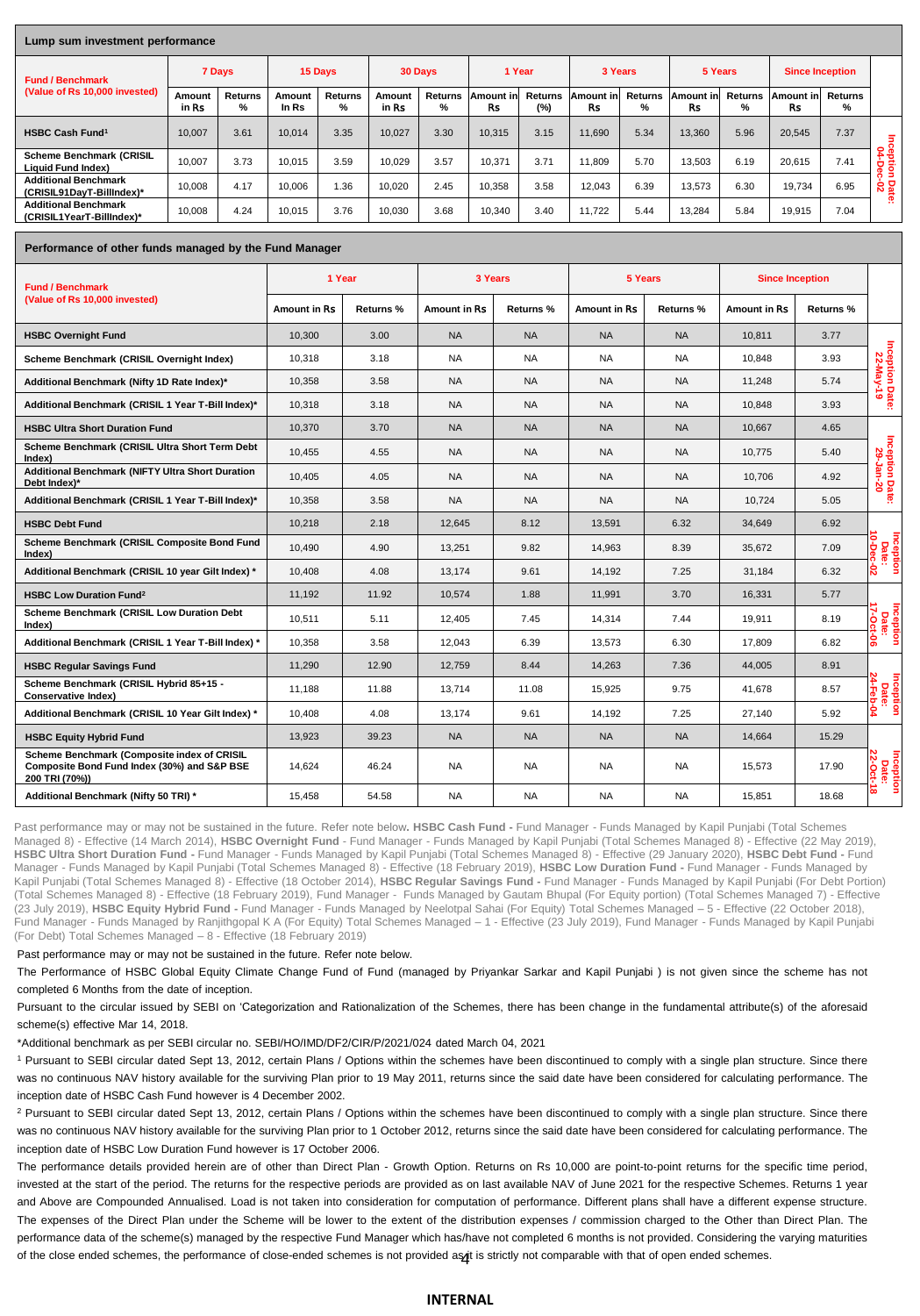**Lump sum investment performance**

| Fund / Benchmark (Value of Rs 10,000 invested) | 7 Days | | 15 Days | | 30 Days | | 1 Year | | 3 Years | | 5 Years | | Since Inception | | |
|---|---|---|---|---|---|---|---|---|---|---|---|---|---|---|---|
| | Amount in Rs | Returns % | Amount in Rs | Returns % | Amount in Rs | Returns % | Amount in Rs | Returns (%) | Amount in Rs | Returns % | Amount in Rs | Returns % | Amount in Rs | Returns % | |
| HSBC Cash Fund[1] | 10,007 | 3.61 | 10,014 | 3.35 | 10,027 | 3.30 | 10,315 | 3.15 | 11,690 | 5.34 | 13,360 | 5.96 | 20,545 | 7.37 | Inception Date: 04-Dec-02 |
| Scheme Benchmark (CRISIL Liquid Fund Index) | 10,007 | 3.73 | 10,015 | 3.59 | 10,029 | 3.57 | 10,371 | 3.71 | 11,809 | 5.70 | 13,503 | 6.19 | 20,615 | 7.41 | |
| Additional Benchmark (CRISIL91DayT-BillIndex)* | 10,008 | 4.17 | 10,006 | 1.36 | 10,020 | 2.45 | 10,358 | 3.58 | 12,043 | 6.39 | 13,573 | 6.30 | 19,734 | 6.95 | |
| Additional Benchmark (CRISIL1YearT-BillIndex)* | 10,008 | 4.24 | 10,015 | 3.76 | 10,030 | 3.68 | 10,340 | 3.40 | 11,722 | 5.44 | 13,284 | 5.84 | 19,915 | 7.04 | |

**Performance of other funds managed by the Fund Manager**

| Fund / Benchmark (Value of Rs 10,000 invested) | 1 Year | | 3 Years | | 5 Years | | Since Inception | | |
|---|---|---|---|---|---|---|---|---|---|
| | Amount in Rs | Returns % | Amount in Rs | Returns % | Amount in Rs | Returns % | Amount in Rs | Returns % | |
| HSBC Overnight Fund | 10,300 | 3.00 | NA | NA | NA | NA | 10,811 | 3.77 | Inception Date: 22-May-19 |
| Scheme Benchmark (CRISIL Overnight Index) | 10,318 | 3.18 | NA | NA | NA | NA | 10,848 | 3.93 | |
| Additional Benchmark (Nifty 1D Rate Index)* | 10,358 | 3.58 | NA | NA | NA | NA | 11,248 | 5.74 | |
| Additional Benchmark (CRISIL 1 Year T-Bill Index)* | 10,318 | 3.18 | NA | NA | NA | NA | 10,848 | 3.93 | |
| HSBC Ultra Short Duration Fund | 10,370 | 3.70 | NA | NA | NA | NA | 10,667 | 4.65 | Inception Date: 29-Jan-20 |
| Scheme Benchmark (CRISIL Ultra Short Term Debt Index) | 10,455 | 4.55 | NA | NA | NA | NA | 10,775 | 5.40 | |
| Additional Benchmark (NIFTY Ultra Short Duration Debt Index)* | 10,405 | 4.05 | NA | NA | NA | NA | 10,706 | 4.92 | |
| Additional Benchmark (CRISIL 1 Year T-Bill Index)* | 10,358 | 3.58 | NA | NA | NA | NA | 10,724 | 5.05 | |
| HSBC Debt Fund | 10,218 | 2.18 | 12,645 | 8.12 | 13,591 | 6.32 | 34,649 | 6.92 | Inception Date: 10-Dec-02 |
| Scheme Benchmark (CRISIL Composite Bond Fund Index) | 10,490 | 4.90 | 13,251 | 9.82 | 14,963 | 8.39 | 35,672 | 7.09 | |
| Additional Benchmark (CRISIL 10 year Gilt Index) * | 10,408 | 4.08 | 13,174 | 9.61 | 14,192 | 7.25 | 31,184 | 6.32 | |
| HSBC Low Duration Fund[2] | 11,192 | 11.92 | 10,574 | 1.88 | 11,991 | 3.70 | 16,331 | 5.77 | Inception Date: 17-Oct-06 |
| Scheme Benchmark (CRISIL Low Duration Debt Index) | 10,511 | 5.11 | 12,405 | 7.45 | 14,314 | 7.44 | 19,911 | 8.19 | |
| Additional Benchmark (CRISIL 1 Year T-Bill Index) * | 10,358 | 3.58 | 12,043 | 6.39 | 13,573 | 6.30 | 17,809 | 6.82 | |
| HSBC Regular Savings Fund | 11,290 | 12.90 | 12,759 | 8.44 | 14,263 | 7.36 | 44,005 | 8.91 | Inception Date: 24-Feb-04 |
| Scheme Benchmark (CRISIL Hybrid 85+15 - Conservative Index) | 11,188 | 11.88 | 13,714 | 11.08 | 15,925 | 9.75 | 41,678 | 8.57 | |
| Additional Benchmark (CRISIL 10 Year Gilt Index) * | 10,408 | 4.08 | 13,174 | 9.61 | 14,192 | 7.25 | 27,140 | 5.92 | |
| HSBC Equity Hybrid Fund | 13,923 | 39.23 | NA | NA | NA | NA | 14,664 | 15.29 | Inception Date: 22-Oct-18 |
| Scheme Benchmark (Composite index of CRISIL Composite Bond Fund Index (30%) and S&P BSE 200 TRI (70%)) | 14,624 | 46.24 | NA | NA | NA | NA | 15,573 | 17.90 | |
| Additional Benchmark (Nifty 50 TRI) * | 15,458 | 54.58 | NA | NA | NA | NA | 15,851 | 18.68 | |

Past performance may or may not be sustained in the future. Refer note below. **HSBC Cash Fund -** Fund Manager - Funds Managed by Kapil Punjabi (Total Schemes Managed 8) - Effective (14 March 2014), **HSBC Overnight Fund** - Fund Manager - Funds Managed by Kapil Punjabi (Total Schemes Managed 8) - Effective (22 May 2019), **HSBC Ultra Short Duration Fund -** Fund Manager - Funds Managed by Kapil Punjabi (Total Schemes Managed 8) - Effective (29 January 2020), **HSBC Debt Fund -** Fund Manager - Funds Managed by Kapil Punjabi (Total Schemes Managed 8) - Effective (18 February 2019), **HSBC Low Duration Fund -** Fund Manager - Funds Managed by Kapil Punjabi (Total Schemes Managed 8) - Effective (18 October 2014), **HSBC Regular Savings Fund -** Fund Manager - Funds Managed by Kapil Punjabi (For Debt Portion) (Total Schemes Managed 8) - Effective (18 February 2019), Fund Manager - Funds Managed by Gautam Bhupal (For Equity portion) (Total Schemes Managed 7) - Effective (23 July 2019), **HSBC Equity Hybrid Fund -** Fund Manager - Funds Managed by Neelotpal Sahai (For Equity) Total Schemes Managed – 5 - Effective (22 October 2018), Fund Manager - Funds Managed by Ranjithgopal K A (For Equity) Total Schemes Managed – 1 - Effective (23 July 2019), Fund Manager - Funds Managed by Kapil Punjabi (For Debt) Total Schemes Managed – 8 - Effective (18 February 2019)

Past performance may or may not be sustained in the future. Refer note below.

The Performance of HSBC Global Equity Climate Change Fund of Fund (managed by Priyankar Sarkar and Kapil Punjabi ) is not given since the scheme has not completed 6 Months from the date of inception.

Pursuant to the circular issued by SEBI on 'Categorization and Rationalization of the Schemes, there has been change in the fundamental attribute(s) of the aforesaid scheme(s) effective Mar 14, 2018.

*Additional benchmark as per SEBI circular no. SEBI/HO/IMD/DF2/CIR/P/2021/024 dated March 04, 2021

[1] Pursuant to SEBI circular dated Sept 13, 2012, certain Plans / Options within the schemes have been discontinued to comply with a single plan structure. Since there was no continuous NAV history available for the surviving Plan prior to 19 May 2011, returns since the said date have been considered for calculating performance. The inception date of HSBC Cash Fund however is 4 December 2002.

[2] Pursuant to SEBI circular dated Sept 13, 2012, certain Plans / Options within the schemes have been discontinued to comply with a single plan structure. Since there was no continuous NAV history available for the surviving Plan prior to 1 October 2012, returns since the said date have been considered for calculating performance. The inception date of HSBC Low Duration Fund however is 17 October 2006.

The performance details provided herein are of other than Direct Plan - Growth Option. Returns on Rs 10,000 are point-to-point returns for the specific time period, invested at the start of the period. The returns for the respective periods are provided as on last available NAV of June 2021 for the respective Schemes. Returns 1 year and Above are Compounded Annualised. Load is not taken into consideration for computation of performance. Different plans shall have a different expense structure. The expenses of the Direct Plan under the Scheme will be lower to the extent of the distribution expenses / commission charged to the Other than Direct Plan. The performance data of the scheme(s) managed by the respective Fund Manager which has/have not completed 6 months is not provided. Considering the varying maturities of the close ended schemes, the performance of close-ended schemes is not provided as it is strictly not comparable with that of open ended schemes.

**INTERNAL**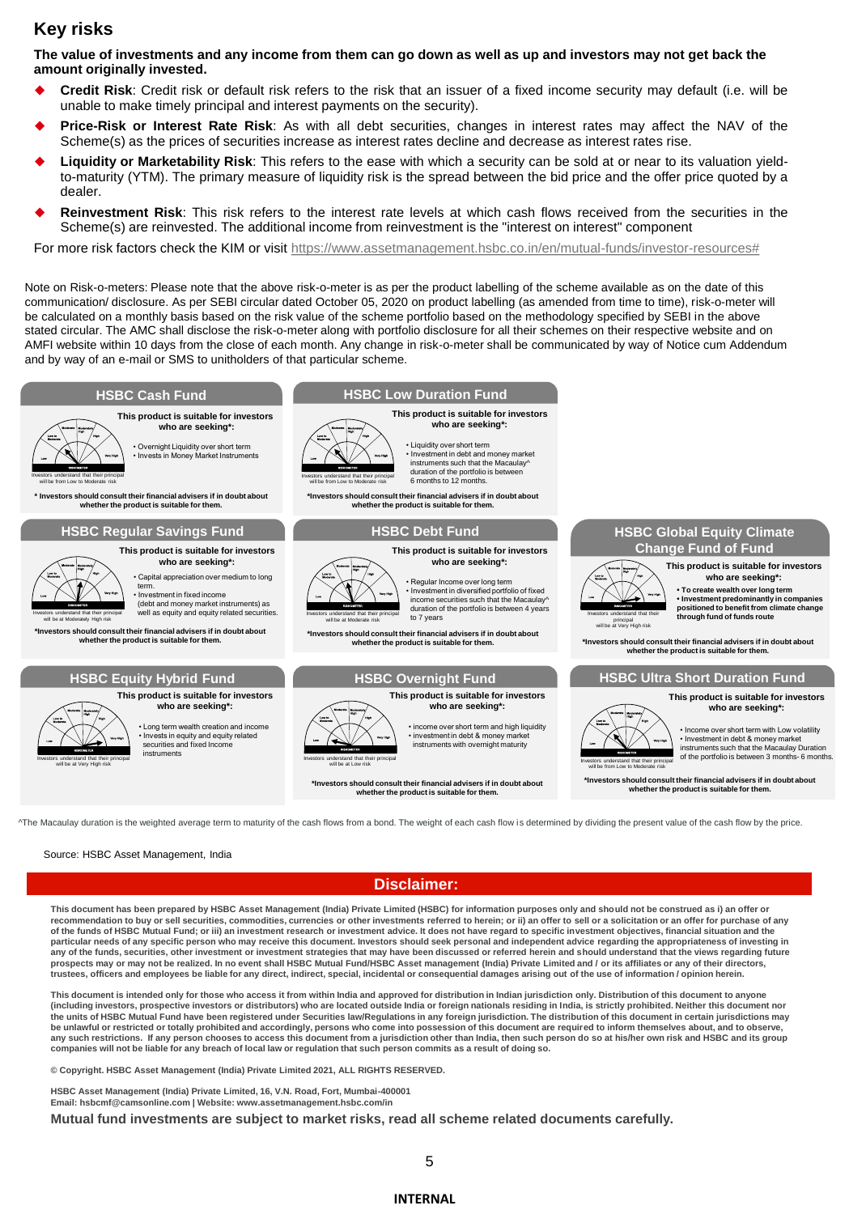## Key risks

**The value of investments and any income from them can go down as well as up and investors may not get back the amount originally invested.**

- **Credit Risk**: Credit risk or default risk refers to the risk that an issuer of a fixed income security may default (i.e. will be unable to make timely principal and interest payments on the security).
- **Price-Risk or Interest Rate Risk**: As with all debt securities, changes in interest rates may affect the NAV of the Scheme(s) as the prices of securities increase as interest rates decline and decrease as interest rates rise.
- **Liquidity or Marketability Risk**: This refers to the ease with which a security can be sold at or near to its valuation yield-to-maturity (YTM). The primary measure of liquidity risk is the spread between the bid price and the offer price quoted by a dealer.
- **Reinvestment Risk**: This risk refers to the interest rate levels at which cash flows received from the securities in the Scheme(s) are reinvested. The additional income from reinvestment is the "interest on interest" component

For more risk factors check the KIM or visit https://www.assetmanagement.hsbc.co.in/en/mutual-funds/investor-resources#

Note on Risk-o-meters: Please note that the above risk-o-meter is as per the product labelling of the scheme available as on the date of this communication/ disclosure. As per SEBI circular dated October 05, 2020 on product labelling (as amended from time to time), risk-o-meter will be calculated on a monthly basis based on the risk value of the scheme portfolio based on the methodology specified by SEBI in the above stated circular. The AMC shall disclose the risk-o-meter along with portfolio disclosure for all their schemes on their respective website and on AMFI website within 10 days from the close of each month. Any change in risk-o-meter shall be communicated by way of Notice cum Addendum and by way of an e-mail or SMS to unitholders of that particular scheme.

### HSBC Cash Fund

**This product is suitable for investors who are seeking\*:**

- Overnight Liquidity over short term
- Invests in Money Market Instruments

Investors understand that their principal will be from Low to Moderate risk

**\* Investors should consult their financial advisers if in doubt about whether the product is suitable for them.**

### HSBC Low Duration Fund

**This product is suitable for investors who are seeking\*:**

- Liquidity over short term
- Investment in debt and money market instruments such that the Macaulay^ duration of the portfolio is between 6 months to 12 months.

Investors understand that their principal will be from Low to Moderate risk

**\*Investors should consult their financial advisers if in doubt about whether the product is suitable for them.**

### HSBC Regular Savings Fund

**This product is suitable for investors who are seeking\*:**

- Capital appreciation over medium to long term.
- Investment in fixed income (debt and money market instruments) as well as equity and equity related securities.

Investors understand that their principal will be at Moderately High risk

**\*Investors should consult their financial advisers if in doubt about whether the product is suitable for them.**

### HSBC Debt Fund

**This product is suitable for investors who are seeking\*:**

- Regular Income over long term
- Investment in diversified portfolio of fixed income securities such that the Macaulay^ duration of the portfolio is between 4 years to 7 years

Investors understand that their principal will be at Moderate risk

**\*Investors should consult their financial advisers if in doubt about whether the product is suitable for them.**

### HSBC Global Equity Climate Change Fund of Fund

**This product is suitable for investors who are seeking\*:**

- **To create wealth over long term**
- **Investment predominantly in companies positioned to benefit from climate change through fund of funds route**

Investors understand that their principal will be at Very High risk

**\*Investors should consult their financial advisers if in doubt about whether the product is suitable for them.**

### HSBC Equity Hybrid Fund

**This product is suitable for investors who are seeking\*:**

- Long term wealth creation and income
- Invests in equity and equity related securities and fixed Income instruments

Investors understand that their principal will be at Very High risk

### HSBC Overnight Fund

**This product is suitable for investors who are seeking\*:**

- income over short term and high liquidity
- investment in debt & money market instruments with overnight maturity

Investors understand that their principal will be at Low risk

**\*Investors should consult their financial advisers if in doubt about whether the product is suitable for them.**

### HSBC Ultra Short Duration Fund

**This product is suitable for investors who are seeking\*:**

- Income over short term with Low volatility
- Investment in debt & money market instruments such that the Macaulay Duration of the portfolio is between 3 months- 6 months.

Investors understand that their principal will be from Low to Moderate risk

**\*Investors should consult their financial advisers if in doubt about whether the product is suitable for them.**

^The Macaulay duration is the weighted average term to maturity of the cash flows from a bond. The weight of each cash flow is determined by dividing the present value of the cash flow by the price.

Source: HSBC Asset Management, India

## Disclaimer:

**This document has been prepared by HSBC Asset Management (India) Private Limited (HSBC) for information purposes only and should not be construed as i) an offer or recommendation to buy or sell securities, commodities, currencies or other investments referred to herein; or ii) an offer to sell or a solicitation or an offer for purchase of any of the funds of HSBC Mutual Fund; or iii) an investment research or investment advice. It does not have regard to specific investment objectives, financial situation and the particular needs of any specific person who may receive this document. Investors should seek personal and independent advice regarding the appropriateness of investing in any of the funds, securities, other investment or investment strategies that may have been discussed or referred herein and should understand that the views regarding future prospects may or may not be realized. In no event shall HSBC Mutual Fund/HSBC Asset management (India) Private Limited and / or its affiliates or any of their directors, trustees, officers and employees be liable for any direct, indirect, special, incidental or consequential damages arising out of the use of information / opinion herein.**

**This document is intended only for those who access it from within India and approved for distribution in Indian jurisdiction only. Distribution of this document to anyone (including investors, prospective investors or distributors) who are located outside India or foreign nationals residing in India, is strictly prohibited. Neither this document nor the units of HSBC Mutual Fund have been registered under Securities law/Regulations in any foreign jurisdiction. The distribution of this document in certain jurisdictions may be unlawful or restricted or totally prohibited and accordingly, persons who come into possession of this document are required to inform themselves about, and to observe, any such restrictions. If any person chooses to access this document from a jurisdiction other than India, then such person do so at his/her own risk and HSBC and its group companies will not be liable for any breach of local law or regulation that such person commits as a result of doing so.**

**© Copyright. HSBC Asset Management (India) Private Limited 2021, ALL RIGHTS RESERVED.**

**HSBC Asset Management (India) Private Limited, 16, V.N. Road, Fort, Mumbai-400001**
**Email: hsbcmf@camsonline.com | Website: www.assetmanagement.hsbc.com/in**

**Mutual fund investments are subject to market risks, read all scheme related documents carefully.**

**INTERNAL**